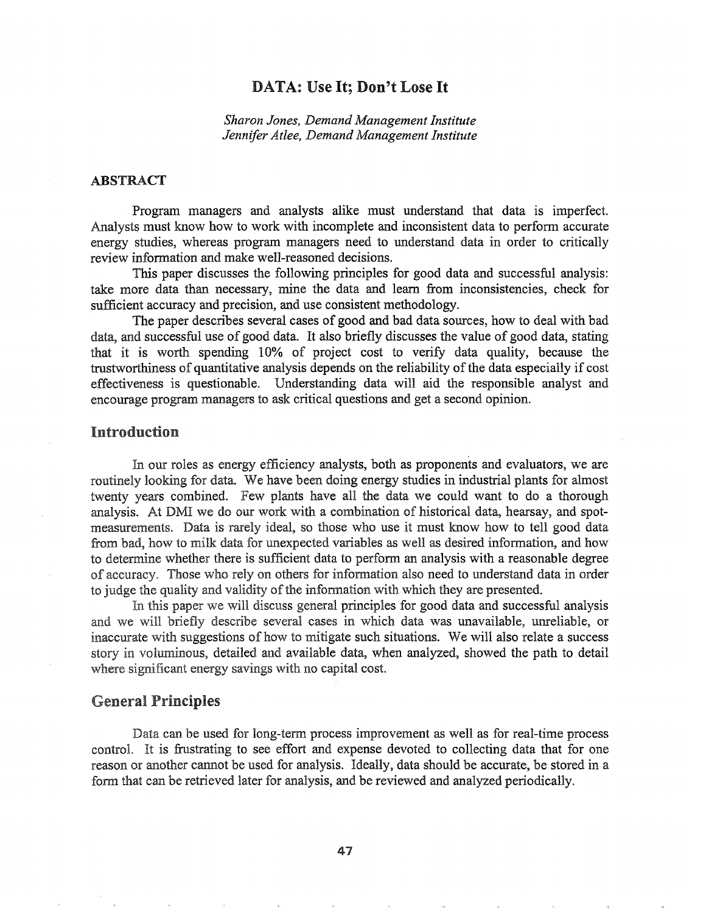# DATA: Use It; Don't Lose It

*Sharon Jones, Demand Management Institute*
*Jennifer Atlee, Demand Management Institute*

## ABSTRACT

Program managers and analysts alike must understand that data is imperfect. Analysts must know how to work with incomplete and inconsistent data to perform accurate energy studies, whereas program managers need to understand data in order to critically review information and make well-reasoned decisions.

This paper discusses the following principles for good data and successful analysis: take more data than necessary, mine the data and learn from inconsistencies, check for sufficient accuracy and precision, and use consistent methodology.

The paper describes several cases of good and bad data sources, how to deal with bad data, and successful use of good data. It also briefly discusses the value of good data, stating that it is worth spending 10% of project cost to verify data quality, because the trustworthiness of quantitative analysis depends on the reliability of the data especially if cost effectiveness is questionable. Understanding data will aid the responsible analyst and encourage program managers to ask critical questions and get a second opinion.

## Introduction

In our roles as energy efficiency analysts, both as proponents and evaluators, we are routinely looking for data. We have been doing energy studies in industrial plants for almost twenty years combined. Few plants have all the data we could want to do a thorough analysis. At DMI we do our work with a combination of historical data, hearsay, and spot-measurements. Data is rarely ideal, so those who use it must know how to tell good data from bad, how to milk data for unexpected variables as well as desired information, and how to determine whether there is sufficient data to perform an analysis with a reasonable degree of accuracy. Those who rely on others for information also need to understand data in order to judge the quality and validity of the information with which they are presented.

In this paper we will discuss general principles for good data and successful analysis and we will briefly describe several cases in which data was unavailable, unreliable, or inaccurate with suggestions of how to mitigate such situations. We will also relate a success story in voluminous, detailed and available data, when analyzed, showed the path to detail where significant energy savings with no capital cost.

## General Principles

Data can be used for long-term process improvement as well as for real-time process control. It is frustrating to see effort and expense devoted to collecting data that for one reason or another cannot be used for analysis. Ideally, data should be accurate, be stored in a form that can be retrieved later for analysis, and be reviewed and analyzed periodically.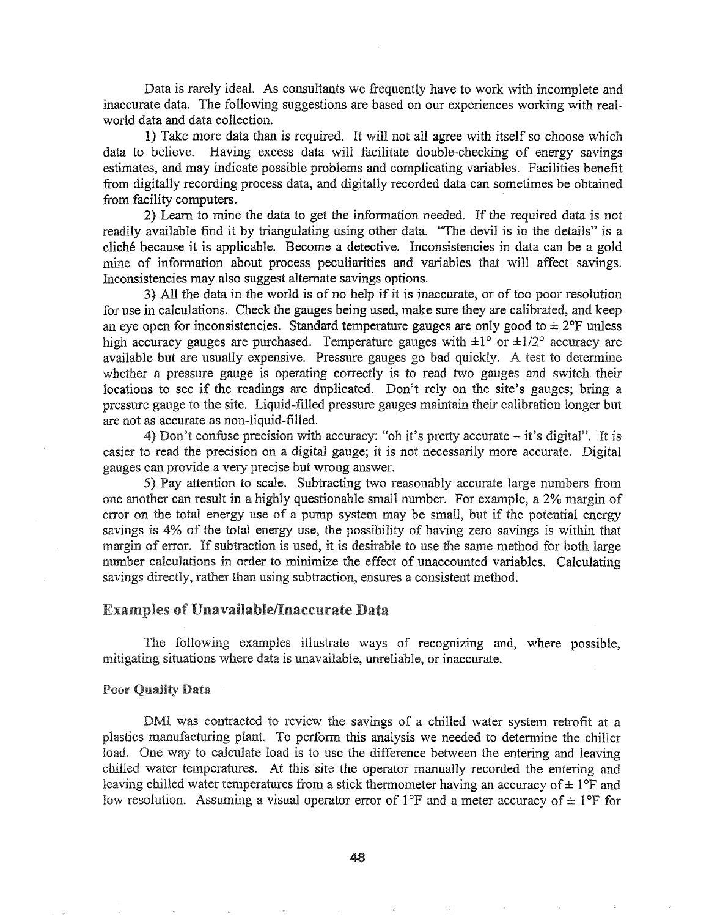Data is rarely ideal. As consultants we frequently have to work with incomplete and inaccurate data. The following suggestions are based on our experiences working with real-world data and data collection.

1) Take more data than is required. It will not all agree with itself so choose which data to believe. Having excess data will facilitate double-checking of energy savings estimates, and may indicate possible problems and complicating variables. Facilities benefit from digitally recording process data, and digitally recorded data can sometimes be obtained from facility computers.

2) Learn to mine the data to get the information needed. If the required data is not readily available find it by triangulating using other data. "The devil is in the details" is a cliché because it is applicable. Become a detective. Inconsistencies in data can be a gold mine of information about process peculiarities and variables that will affect savings. Inconsistencies may also suggest alternate savings options.

3) All the data in the world is of no help if it is inaccurate, or of too poor resolution for use in calculations. Check the gauges being used, make sure they are calibrated, and keep an eye open for inconsistencies. Standard temperature gauges are only good to ± 2°F unless high accuracy gauges are purchased. Temperature gauges with ±1° or ±1/2° accuracy are available but are usually expensive. Pressure gauges go bad quickly. A test to determine whether a pressure gauge is operating correctly is to read two gauges and switch their locations to see if the readings are duplicated. Don't rely on the site's gauges; bring a pressure gauge to the site. Liquid-filled pressure gauges maintain their calibration longer but are not as accurate as non-liquid-filled.

4) Don't confuse precision with accuracy: "oh it's pretty accurate – it's digital". It is easier to read the precision on a digital gauge; it is not necessarily more accurate. Digital gauges can provide a very precise but wrong answer.

5) Pay attention to scale. Subtracting two reasonably accurate large numbers from one another can result in a highly questionable small number. For example, a 2% margin of error on the total energy use of a pump system may be small, but if the potential energy savings is 4% of the total energy use, the possibility of having zero savings is within that margin of error. If subtraction is used, it is desirable to use the same method for both large number calculations in order to minimize the effect of unaccounted variables. Calculating savings directly, rather than using subtraction, ensures a consistent method.

## Examples of Unavailable/Inaccurate Data

The following examples illustrate ways of recognizing and, where possible, mitigating situations where data is unavailable, unreliable, or inaccurate.

### Poor Quality Data

DMI was contracted to review the savings of a chilled water system retrofit at a plastics manufacturing plant. To perform this analysis we needed to determine the chiller load. One way to calculate load is to use the difference between the entering and leaving chilled water temperatures. At this site the operator manually recorded the entering and leaving chilled water temperatures from a stick thermometer having an accuracy of ± 1°F and low resolution. Assuming a visual operator error of 1°F and a meter accuracy of ± 1°F for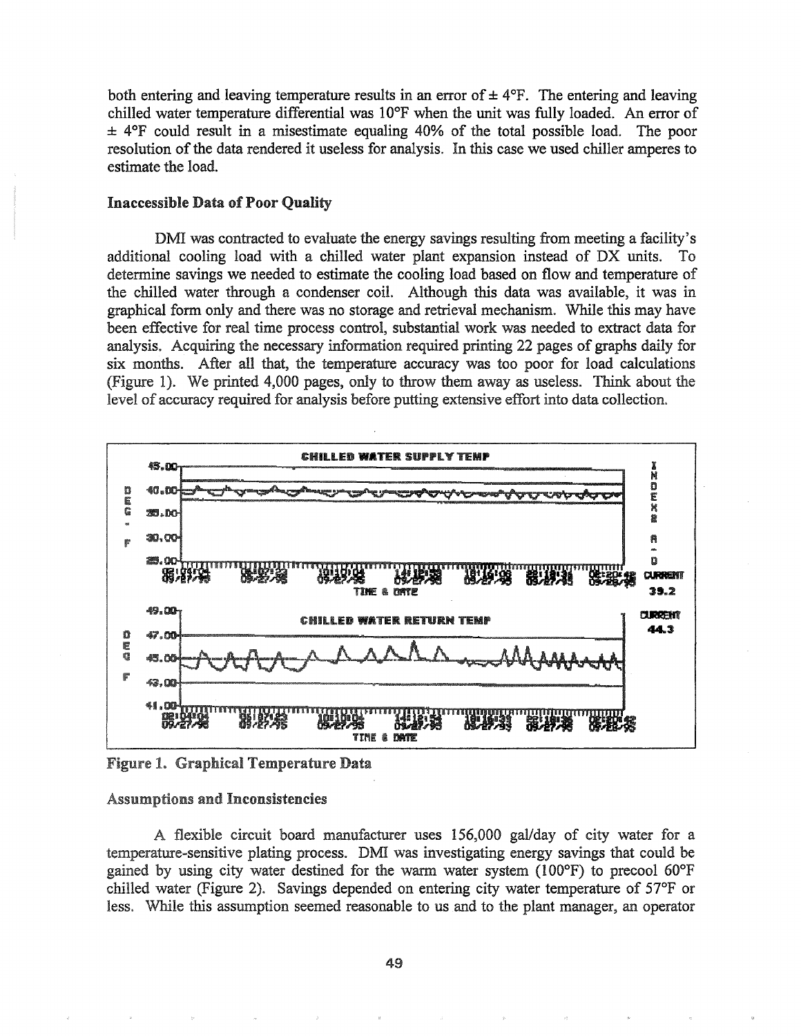both entering and leaving temperature results in an error of ± 4°F. The entering and leaving chilled water temperature differential was 10°F when the unit was fully loaded. An error of ± 4°F could result in a misestimate equaling 40% of the total possible load. The poor resolution of the data rendered it useless for analysis. In this case we used chiller amperes to estimate the load.

### Inaccessible Data of Poor Quality

DMI was contracted to evaluate the energy savings resulting from meeting a facility's additional cooling load with a chilled water plant expansion instead of DX units. To determine savings we needed to estimate the cooling load based on flow and temperature of the chilled water through a condenser coil. Although this data was available, it was in graphical form only and there was no storage and retrieval mechanism. While this may have been effective for real time process control, substantial work was needed to extract data for analysis. Acquiring the necessary information required printing 22 pages of graphs daily for six months. After all that, the temperature accuracy was too poor for load calculations (Figure 1). We printed 4,000 pages, only to throw them away as useless. Think about the level of accuracy required for analysis before putting extensive effort into data collection.

Figure 1. Graphical Temperature Data

### Assumptions and Inconsistencies

A flexible circuit board manufacturer uses 156,000 gal/day of city water for a temperature-sensitive plating process. DMI was investigating energy savings that could be gained by using city water destined for the warm water system (100°F) to precool 60°F chilled water (Figure 2). Savings depended on entering city water temperature of 57°F or less. While this assumption seemed reasonable to us and to the plant manager, an operator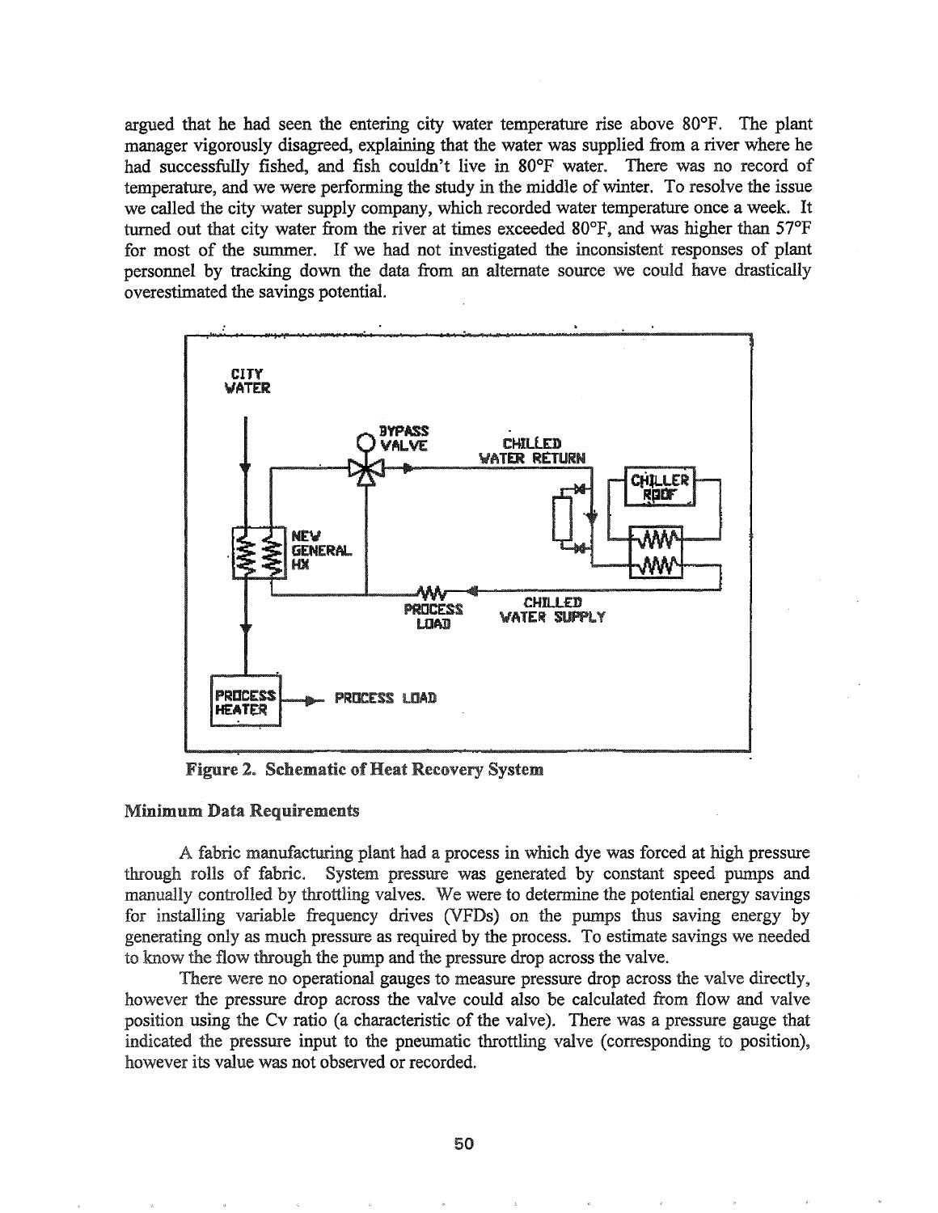argued that he had seen the entering city water temperature rise above 80°F. The plant manager vigorously disagreed, explaining that the water was supplied from a river where he had successfully fished, and fish couldn't live in 80°F water. There was no record of temperature, and we were performing the study in the middle of winter. To resolve the issue we called the city water supply company, which recorded water temperature once a week. It turned out that city water from the river at times exceeded 80°F, and was higher than 57°F for most of the summer. If we had not investigated the inconsistent responses of plant personnel by tracking down the data from an alternate source we could have drastically overestimated the savings potential.

CITY WATER

BYPASS VALVE

CHILLED WATER RETURN

CHILLER ROOF

NEW GENERAL HX

PROCESS LOAD

CHILLED WATER SUPPLY

PROCESS HEATER

PROCESS LOAD

**Figure 2. Schematic of Heat Recovery System**

### Minimum Data Requirements

A fabric manufacturing plant had a process in which dye was forced at high pressure through rolls of fabric. System pressure was generated by constant speed pumps and manually controlled by throttling valves. We were to determine the potential energy savings for installing variable frequency drives (VFDs) on the pumps thus saving energy by generating only as much pressure as required by the process. To estimate savings we needed to know the flow through the pump and the pressure drop across the valve.

There were no operational gauges to measure pressure drop across the valve directly, however the pressure drop across the valve could also be calculated from flow and valve position using the Cv ratio (a characteristic of the valve). There was a pressure gauge that indicated the pressure input to the pneumatic throttling valve (corresponding to position), however its value was not observed or recorded.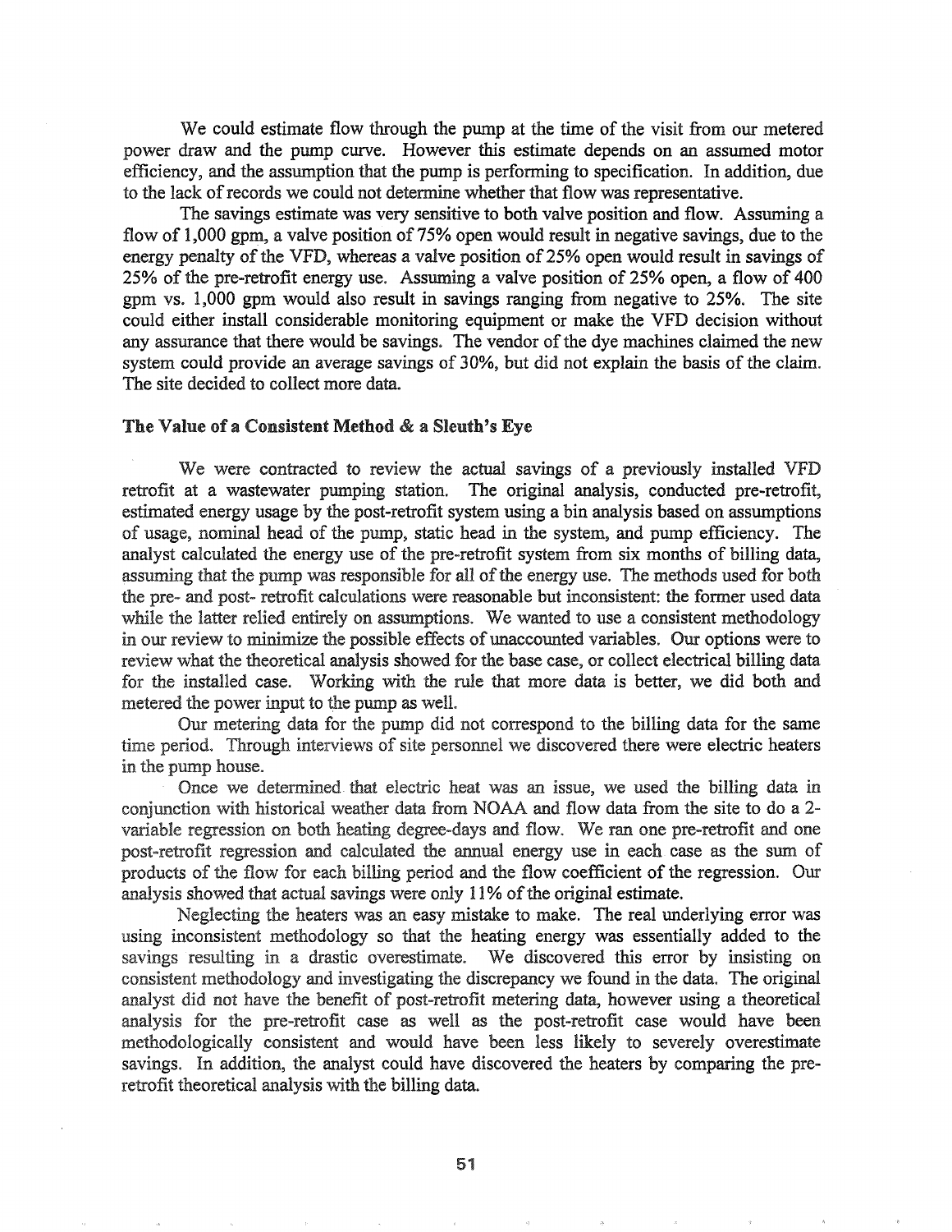We could estimate flow through the pump at the time of the visit from our metered power draw and the pump curve. However this estimate depends on an assumed motor efficiency, and the assumption that the pump is performing to specification. In addition, due to the lack of records we could not determine whether that flow was representative.

The savings estimate was very sensitive to both valve position and flow. Assuming a flow of 1,000 gpm, a valve position of 75% open would result in negative savings, due to the energy penalty of the VFD, whereas a valve position of 25% open would result in savings of 25% of the pre-retrofit energy use. Assuming a valve position of 25% open, a flow of 400 gpm vs. 1,000 gpm would also result in savings ranging from negative to 25%. The site could either install considerable monitoring equipment or make the VFD decision without any assurance that there would be savings. The vendor of the dye machines claimed the new system could provide an average savings of 30%, but did not explain the basis of the claim. The site decided to collect more data.

### The Value of a Consistent Method & a Sleuth's Eye

We were contracted to review the actual savings of a previously installed VFD retrofit at a wastewater pumping station. The original analysis, conducted pre-retrofit, estimated energy usage by the post-retrofit system using a bin analysis based on assumptions of usage, nominal head of the pump, static head in the system, and pump efficiency. The analyst calculated the energy use of the pre-retrofit system from six months of billing data, assuming that the pump was responsible for all of the energy use. The methods used for both the pre- and post- retrofit calculations were reasonable but inconsistent: the former used data while the latter relied entirely on assumptions. We wanted to use a consistent methodology in our review to minimize the possible effects of unaccounted variables. Our options were to review what the theoretical analysis showed for the base case, or collect electrical billing data for the installed case. Working with the rule that more data is better, we did both and metered the power input to the pump as well.

Our metering data for the pump did not correspond to the billing data for the same time period. Through interviews of site personnel we discovered there were electric heaters in the pump house.

Once we determined that electric heat was an issue, we used the billing data in conjunction with historical weather data from NOAA and flow data from the site to do a 2-variable regression on both heating degree-days and flow. We ran one pre-retrofit and one post-retrofit regression and calculated the annual energy use in each case as the sum of products of the flow for each billing period and the flow coefficient of the regression. Our analysis showed that actual savings were only 11% of the original estimate.

Neglecting the heaters was an easy mistake to make. The real underlying error was using inconsistent methodology so that the heating energy was essentially added to the savings resulting in a drastic overestimate. We discovered this error by insisting on consistent methodology and investigating the discrepancy we found in the data. The original analyst did not have the benefit of post-retrofit metering data, however using a theoretical analysis for the pre-retrofit case as well as the post-retrofit case would have been methodologically consistent and would have been less likely to severely overestimate savings. In addition, the analyst could have discovered the heaters by comparing the pre-retrofit theoretical analysis with the billing data.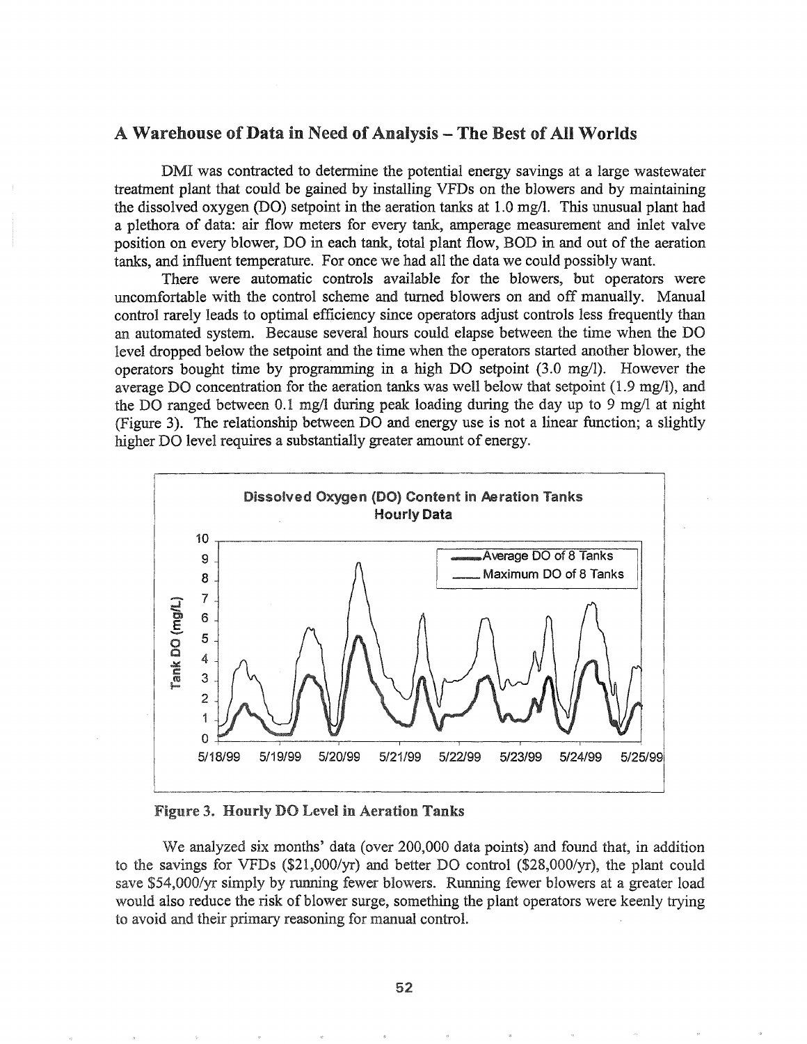## A Warehouse of Data in Need of Analysis – The Best of All Worlds

DMI was contracted to determine the potential energy savings at a large wastewater treatment plant that could be gained by installing VFDs on the blowers and by maintaining the dissolved oxygen (DO) setpoint in the aeration tanks at 1.0 mg/l. This unusual plant had a plethora of data: air flow meters for every tank, amperage measurement and inlet valve position on every blower, DO in each tank, total plant flow, BOD in and out of the aeration tanks, and influent temperature. For once we had all the data we could possibly want.

There were automatic controls available for the blowers, but operators were uncomfortable with the control scheme and turned blowers on and off manually. Manual control rarely leads to optimal efficiency since operators adjust controls less frequently than an automated system. Because several hours could elapse between the time when the DO level dropped below the setpoint and the time when the operators started another blower, the operators bought time by programming in a high DO setpoint (3.0 mg/l). However the average DO concentration for the aeration tanks was well below that setpoint (1.9 mg/l), and the DO ranged between 0.1 mg/l during peak loading during the day up to 9 mg/l at night (Figure 3). The relationship between DO and energy use is not a linear function; a slightly higher DO level requires a substantially greater amount of energy.

**Figure 3. Hourly DO Level in Aeration Tanks**

We analyzed six months' data (over 200,000 data points) and found that, in addition to the savings for VFDs ($21,000/yr) and better DO control ($28,000/yr), the plant could save $54,000/yr simply by running fewer blowers. Running fewer blowers at a greater load would also reduce the risk of blower surge, something the plant operators were keenly trying to avoid and their primary reasoning for manual control.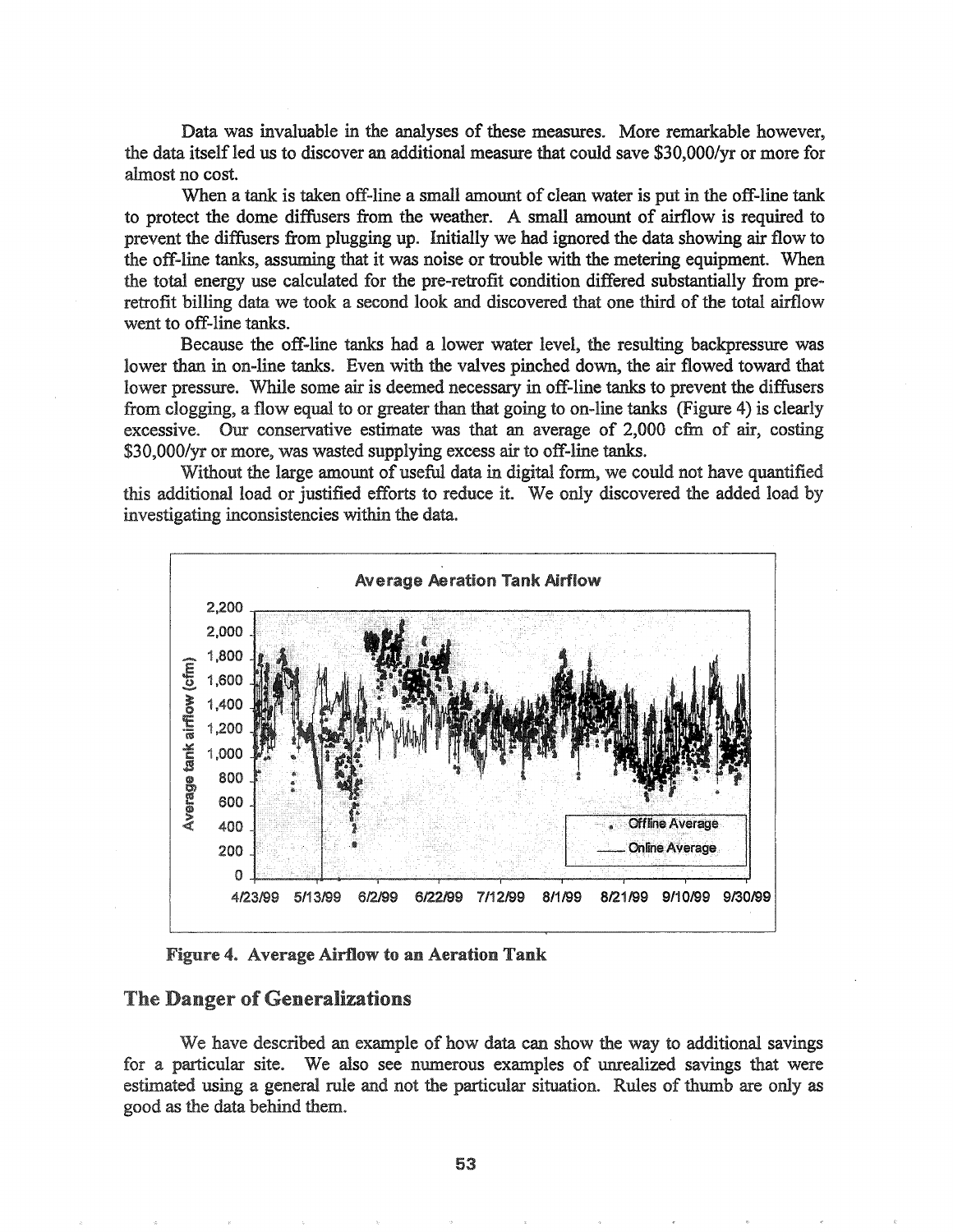Data was invaluable in the analyses of these measures. More remarkable however, the data itself led us to discover an additional measure that could save $30,000/yr or more for almost no cost.

When a tank is taken off-line a small amount of clean water is put in the off-line tank to protect the dome diffusers from the weather. A small amount of airflow is required to prevent the diffusers from plugging up. Initially we had ignored the data showing air flow to the off-line tanks, assuming that it was noise or trouble with the metering equipment. When the total energy use calculated for the pre-retrofit condition differed substantially from pre-retrofit billing data we took a second look and discovered that one third of the total airflow went to off-line tanks.

Because the off-line tanks had a lower water level, the resulting backpressure was lower than in on-line tanks. Even with the valves pinched down, the air flowed toward that lower pressure. While some air is deemed necessary in off-line tanks to prevent the diffusers from clogging, a flow equal to or greater than that going to on-line tanks (Figure 4) is clearly excessive. Our conservative estimate was that an average of 2,000 cfm of air, costing $30,000/yr or more, was wasted supplying excess air to off-line tanks.

Without the large amount of useful data in digital form, we could not have quantified this additional load or justified efforts to reduce it. We only discovered the added load by investigating inconsistencies within the data.

**Figure 4. Average Airflow to an Aeration Tank**

## The Danger of Generalizations

We have described an example of how data can show the way to additional savings for a particular site. We also see numerous examples of unrealized savings that were estimated using a general rule and not the particular situation. Rules of thumb are only as good as the data behind them.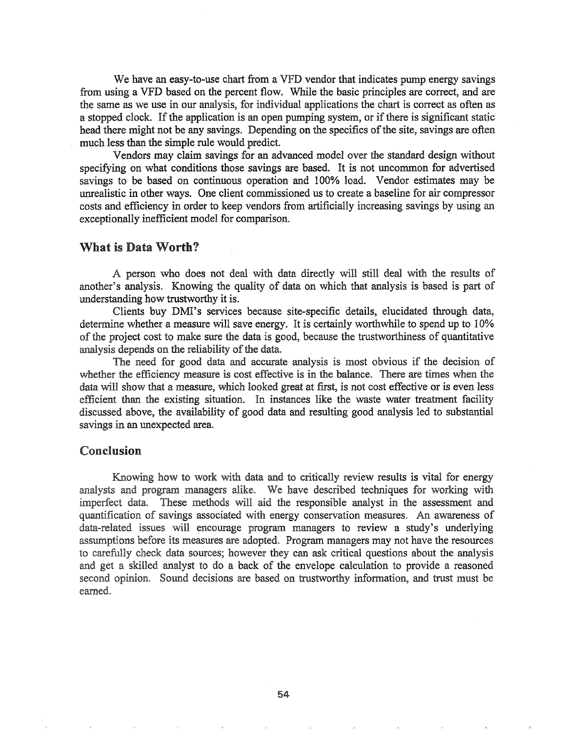We have an easy-to-use chart from a VFD vendor that indicates pump energy savings from using a VFD based on the percent flow. While the basic principles are correct, and are the same as we use in our analysis, for individual applications the chart is correct as often as a stopped clock. If the application is an open pumping system, or if there is significant static head there might not be any savings. Depending on the specifics of the site, savings are often much less than the simple rule would predict.

Vendors may claim savings for an advanced model over the standard design without specifying on what conditions those savings are based. It is not uncommon for advertised savings to be based on continuous operation and 100% load. Vendor estimates may be unrealistic in other ways. One client commissioned us to create a baseline for air compressor costs and efficiency in order to keep vendors from artificially increasing savings by using an exceptionally inefficient model for comparison.

## What is Data Worth?

A person who does not deal with data directly will still deal with the results of another's analysis. Knowing the quality of data on which that analysis is based is part of understanding how trustworthy it is.

Clients buy DMI's services because site-specific details, elucidated through data, determine whether a measure will save energy. It is certainly worthwhile to spend up to 10% of the project cost to make sure the data is good, because the trustworthiness of quantitative analysis depends on the reliability of the data.

The need for good data and accurate analysis is most obvious if the decision of whether the efficiency measure is cost effective is in the balance. There are times when the data will show that a measure, which looked great at first, is not cost effective or is even less efficient than the existing situation. In instances like the waste water treatment facility discussed above, the availability of good data and resulting good analysis led to substantial savings in an unexpected area.

## Conclusion

Knowing how to work with data and to critically review results is vital for energy analysts and program managers alike. We have described techniques for working with imperfect data. These methods will aid the responsible analyst in the assessment and quantification of savings associated with energy conservation measures. An awareness of data-related issues will encourage program managers to review a study's underlying assumptions before its measures are adopted. Program managers may not have the resources to carefully check data sources; however they can ask critical questions about the analysis and get a skilled analyst to do a back of the envelope calculation to provide a reasoned second opinion. Sound decisions are based on trustworthy information, and trust must be earned.